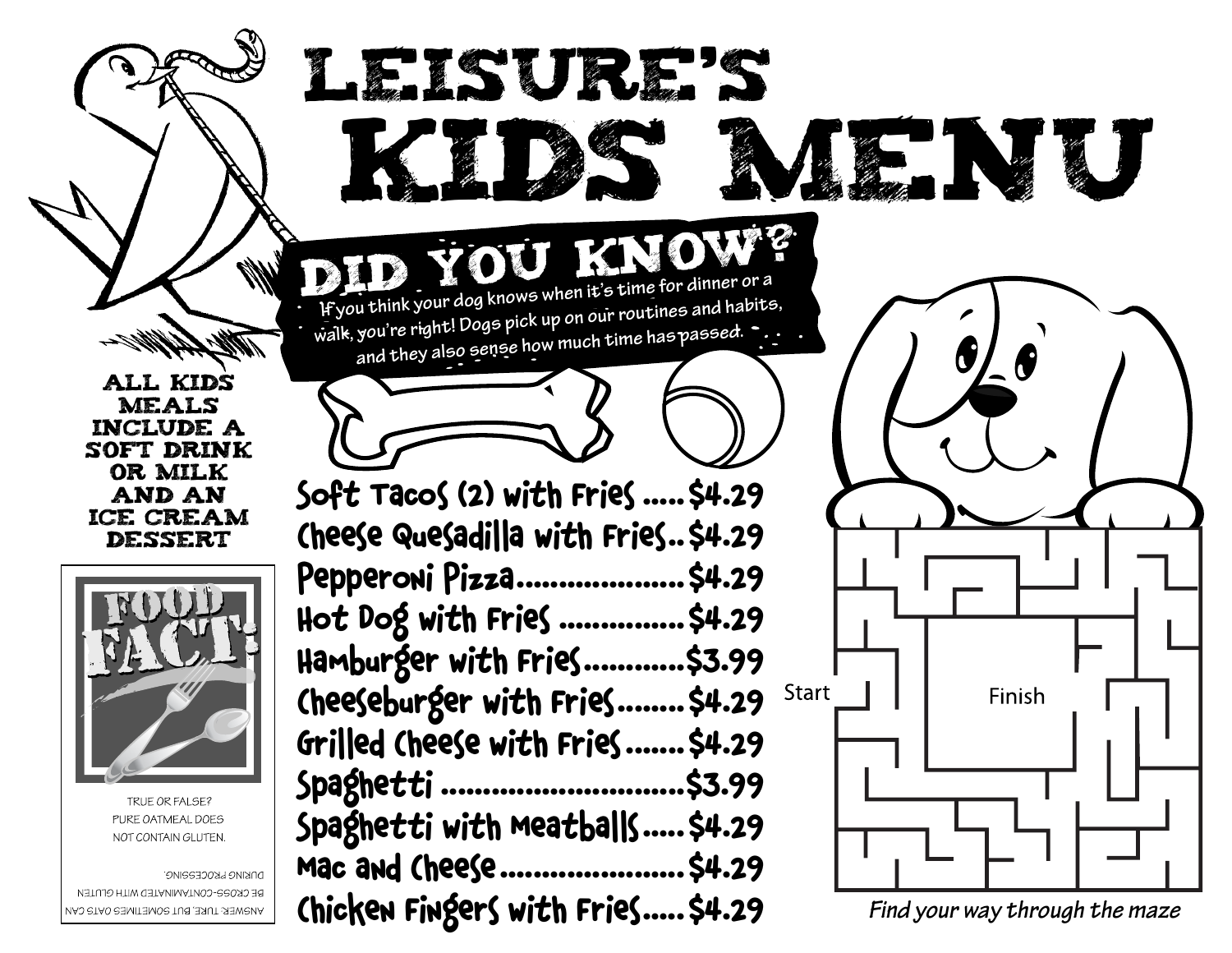# LEISURE'S KIDS MENU

## DID YOU KNOW?

If you think your dog knows when it's time for dinner or a walk, you're right! Dogs pick up on our routines and habits, and they also sense how much time has passed.

**ALL KIDS MEALS INCLUDE A SOFT DRINK OR MILK AND AN ICE CREAM DESSERT**

| Item | Price |
| --- | --- |
| Soft Tacos (2) with Fries | $4.29 |
| Cheese Quesadilla with Fries | $4.29 |
| Pepperoni Pizza | $4.29 |
| Hot Dog with Fries | $4.29 |
| Hamburger with Fries | $3.99 |
| Cheeseburger with Fries | $4.29 |
| Grilled Cheese with Fries | $4.29 |
| Spaghetti | $3.99 |
| Spaghetti with Meatballs | $4.29 |
| Mac and Cheese | $4.29 |
| Chicken Fingers with Fries | $4.29 |

## FOOD FACT:

TRUE OR FALSE?
PURE OATMEAL DOES NOT CONTAIN GLUTEN.

ANSWER: TURE, BUT SOMETIMES OATS CAN BE CROSS-CONTAMINATED WITH GLUTEN DURING PROCESSING.

Start

Finish

*Find your way through the maze*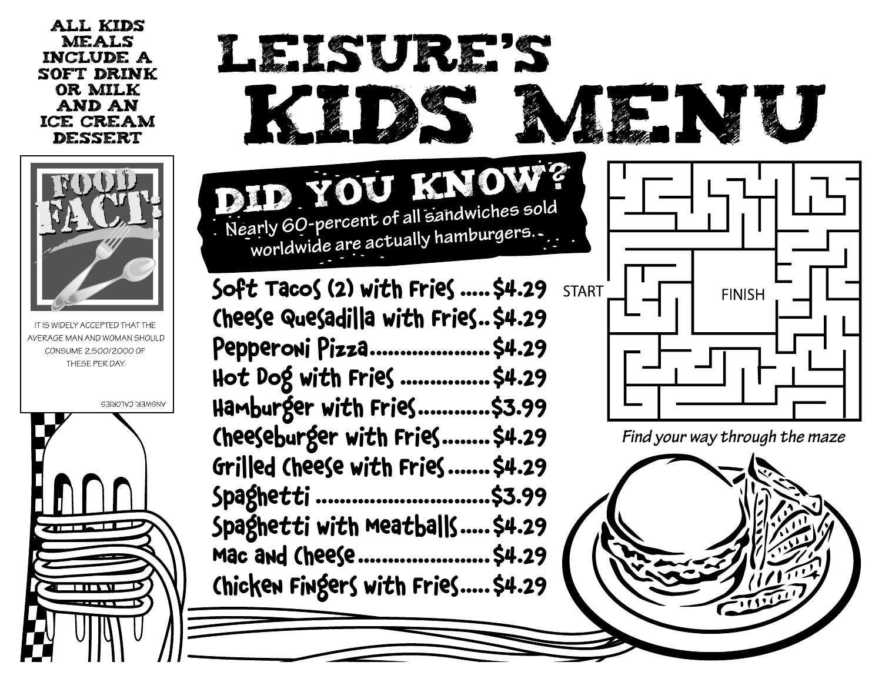# LEISURE'S KIDS MENU

ALL KIDS MEALS INCLUDE A SOFT DRINK OR MILK AND AN ICE CREAM DESSERT

## FOOD FACT!

IT IS WIDELY ACCEPTED THAT THE AVERAGE MAN AND WOMAN SHOULD CONSUME 2,500/2000 OF THESE PER DAY.

ANSWER: CALORIES

## DID YOU KNOW?

Nearly 60-percent of all sandwiches sold worldwide are actually hamburgers.

| Item | Price |
|---|---|
| Soft Tacos (2) with Fries | $4.29 |
| Cheese Quesadilla with Fries | $4.29 |
| Pepperoni Pizza | $4.29 |
| Hot Dog with Fries | $4.29 |
| Hamburger with Fries | $3.99 |
| Cheeseburger with Fries | $4.29 |
| Grilled Cheese with Fries | $4.29 |
| Spaghetti | $3.99 |
| Spaghetti with Meatballs | $4.29 |
| Mac and Cheese | $4.29 |
| Chicken Fingers with Fries | $4.29 |

START

FINISH

*Find your way through the maze*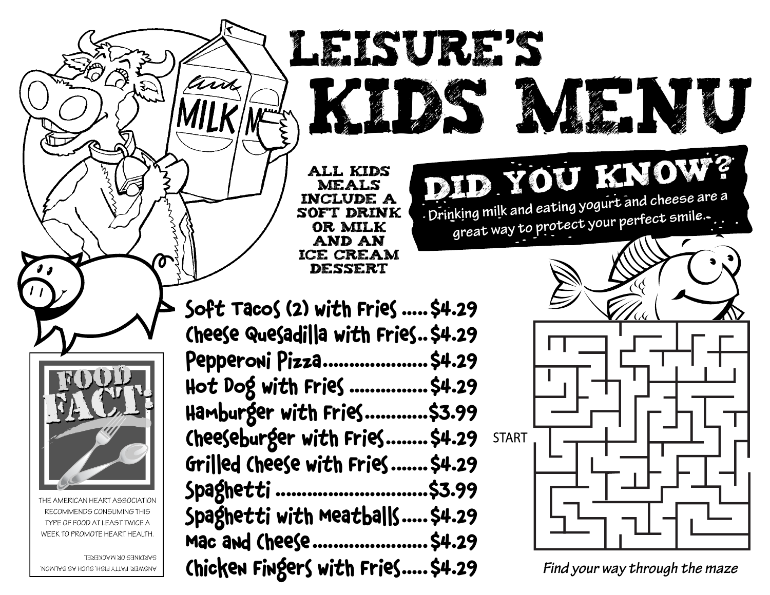# LEISURE'S KIDS MENU

ALL KIDS MEALS INCLUDE A SOFT DRINK OR MILK AND AN ICE CREAM DESSERT

## DID YOU KNOW?

Drinking milk and eating yogurt and cheese are a great way to protect your perfect smile.

| | |
|---|---|
| Soft Tacos (2) with Fries | $4.29 |
| Cheese Quesadilla with Fries | $4.29 |
| Pepperoni Pizza | $4.29 |
| Hot Dog with Fries | $4.29 |
| Hamburger with Fries | $3.99 |
| Cheeseburger with Fries | $4.29 |
| Grilled Cheese with Fries | $4.29 |
| Spaghetti | $3.99 |
| Spaghetti with Meatballs | $4.29 |
| Mac and Cheese | $4.29 |
| Chicken Fingers with Fries | $4.29 |

### FOOD FACT:

THE AMERICAN HEART ASSOCIATION RECOMMENDS CONSUMING THIS TYPE OF FOOD AT LEAST TWICE A WEEK TO PROMOTE HEART HEALTH.

ANSWER: FATTY FISH, SUCH AS SALMON, SARDINES OR MACKEREL

START

*Find your way through the maze*